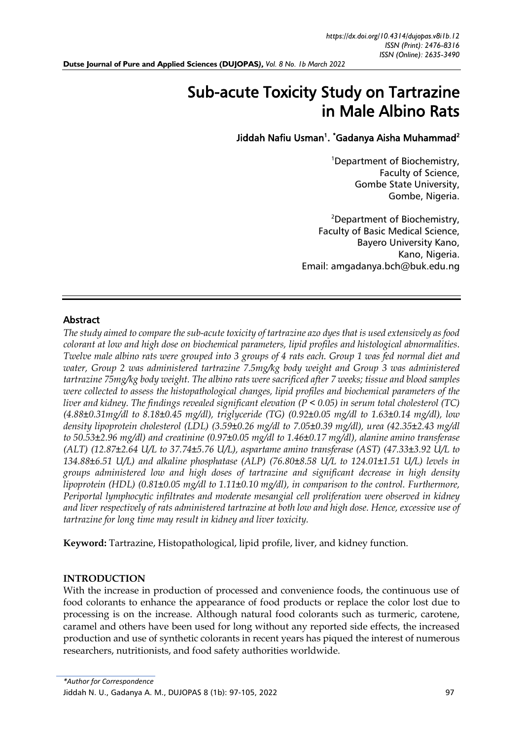# Sub-acute Toxicity Study on Tartrazine in Male Albino Rats

**Jiddah Nafiu Usman[1]. *Gadanya Aisha Muhammad[2]**

[1]Department of Biochemistry, Faculty of Science, Gombe State University, Gombe, Nigeria.

[2]Department of Biochemistry, Faculty of Basic Medical Science, Bayero University Kano, Kano, Nigeria.
Email: amgadanya.bch@buk.edu.ng

## Abstract

*The study aimed to compare the sub-acute toxicity of tartrazine azo dyes that is used extensively as food colorant at low and high dose on biochemical parameters, lipid profiles and histological abnormalities. Twelve male albino rats were grouped into 3 groups of 4 rats each. Group 1 was fed normal diet and water, Group 2 was administered tartrazine 7.5mg/kg body weight and Group 3 was administered tartrazine 75mg/kg body weight. The albino rats were sacrificed after 7 weeks; tissue and blood samples were collected to assess the histopathological changes, lipid profiles and biochemical parameters of the liver and kidney. The findings revealed significant elevation ($P < 0.05$) in serum total cholesterol (TC) (4.88±0.31mg/dl to 8.18±0.45 mg/dl), triglyceride (TG) (0.92±0.05 mg/dl to 1.63±0.14 mg/dl), low density lipoprotein cholesterol (LDL) (3.59±0.26 mg/dl to 7.05±0.39 mg/dl), urea (42.35±2.43 mg/dl to 50.53±2.96 mg/dl) and creatinine (0.97±0.05 mg/dl to 1.46±0.17 mg/dl), alanine amino transferase (ALT) (12.87±2.64 U/L to 37.74±5.76 U/L), aspartame amino transferase (AST) (47.33±3.92 U/L to 134.88±6.51 U/L) and alkaline phosphatase (ALP) (76.80±8.58 U/L to 124.01±1.51 U/L) levels in groups administered low and high doses of tartrazine and significant decrease in high density lipoprotein (HDL) (0.81±0.05 mg/dl to 1.11±0.10 mg/dl), in comparison to the control. Furthermore, Periportal lymphocytic infiltrates and moderate mesangial cell proliferation were observed in kidney and liver respectively of rats administered tartrazine at both low and high dose. Hence, excessive use of tartrazine for long time may result in kidney and liver toxicity.*

**Keyword:** Tartrazine, Histopathological, lipid profile, liver, and kidney function.

## INTRODUCTION

With the increase in production of processed and convenience foods, the continuous use of food colorants to enhance the appearance of food products or replace the color lost due to processing is on the increase. Although natural food colorants such as turmeric, carotene, caramel and others have been used for long without any reported side effects, the increased production and use of synthetic colorants in recent years has piqued the interest of numerous researchers, nutritionists, and food safety authorities worldwide.

*\*Author for Correspondence*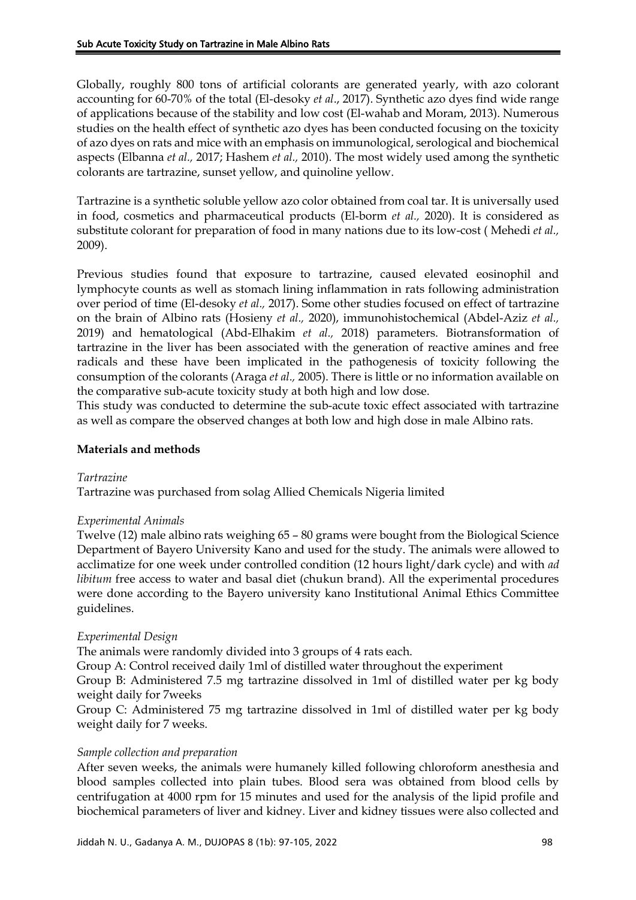Globally, roughly 800 tons of artificial colorants are generated yearly, with azo colorant accounting for 60-70% of the total (El-desoky *et al*., 2017). Synthetic azo dyes find wide range of applications because of the stability and low cost (El-wahab and Moram, 2013). Numerous studies on the health effect of synthetic azo dyes has been conducted focusing on the toxicity of azo dyes on rats and mice with an emphasis on immunological, serological and biochemical aspects (Elbanna *et al.,* 2017; Hashem *et al.,* 2010). The most widely used among the synthetic colorants are tartrazine, sunset yellow, and quinoline yellow.

Tartrazine is a synthetic soluble yellow azo color obtained from coal tar. It is universally used in food, cosmetics and pharmaceutical products (El-borm *et al.,* 2020). It is considered as substitute colorant for preparation of food in many nations due to its low-cost ( Mehedi *et al.,* 2009).

Previous studies found that exposure to tartrazine, caused elevated eosinophil and lymphocyte counts as well as stomach lining inflammation in rats following administration over period of time (El-desoky *et al.,* 2017). Some other studies focused on effect of tartrazine on the brain of Albino rats (Hosieny *et al.,* 2020), immunohistochemical (Abdel-Aziz *et al.,* 2019) and hematological (Abd-Elhakim *et al.,* 2018) parameters. Biotransformation of tartrazine in the liver has been associated with the generation of reactive amines and free radicals and these have been implicated in the pathogenesis of toxicity following the consumption of the colorants (Araga *et al.,* 2005). There is little or no information available on the comparative sub-acute toxicity study at both high and low dose.

This study was conducted to determine the sub-acute toxic effect associated with tartrazine as well as compare the observed changes at both low and high dose in male Albino rats.

## Materials and methods

*Tartrazine*

Tartrazine was purchased from solag Allied Chemicals Nigeria limited

*Experimental Animals*

Twelve (12) male albino rats weighing 65 – 80 grams were bought from the Biological Science Department of Bayero University Kano and used for the study. The animals were allowed to acclimatize for one week under controlled condition (12 hours light/dark cycle) and with *ad libitum* free access to water and basal diet (chukun brand). All the experimental procedures were done according to the Bayero university kano Institutional Animal Ethics Committee guidelines.

*Experimental Design*

The animals were randomly divided into 3 groups of 4 rats each.

Group A: Control received daily 1ml of distilled water throughout the experiment

Group B: Administered 7.5 mg tartrazine dissolved in 1ml of distilled water per kg body weight daily for 7weeks

Group C: Administered 75 mg tartrazine dissolved in 1ml of distilled water per kg body weight daily for 7 weeks.

*Sample collection and preparation*

After seven weeks, the animals were humanely killed following chloroform anesthesia and blood samples collected into plain tubes. Blood sera was obtained from blood cells by centrifugation at 4000 rpm for 15 minutes and used for the analysis of the lipid profile and biochemical parameters of liver and kidney. Liver and kidney tissues were also collected and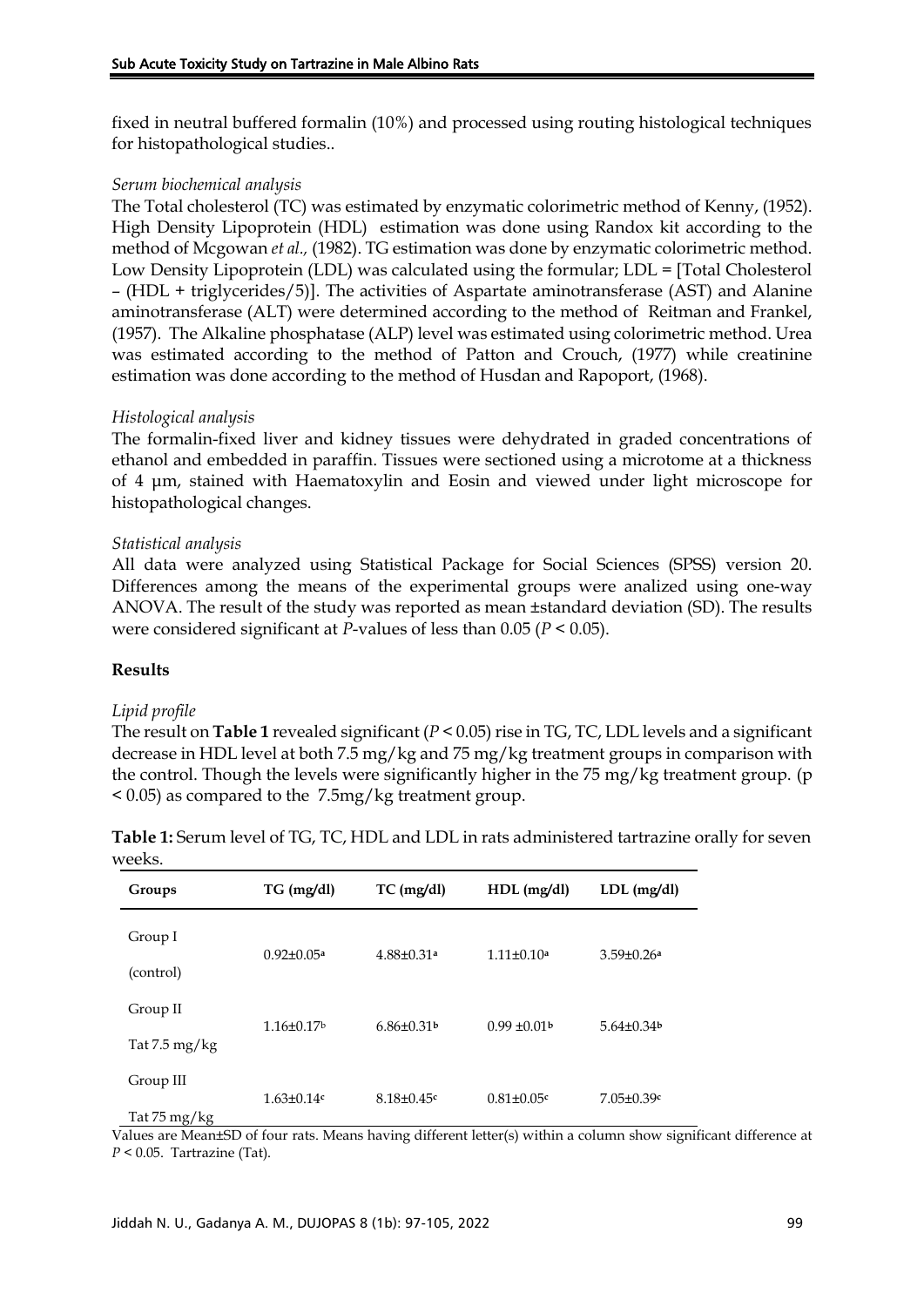fixed in neutral buffered formalin (10%) and processed using routing histological techniques for histopathological studies..

*Serum biochemical analysis*

The Total cholesterol (TC) was estimated by enzymatic colorimetric method of Kenny, (1952). High Density Lipoprotein (HDL) estimation was done using Randox kit according to the method of Mcgowan *et al.,* (1982). TG estimation was done by enzymatic colorimetric method. Low Density Lipoprotein (LDL) was calculated using the formular; LDL = [Total Cholesterol – (HDL + triglycerides/5)]. The activities of Aspartate aminotransferase (AST) and Alanine aminotransferase (ALT) were determined according to the method of Reitman and Frankel, (1957). The Alkaline phosphatase (ALP) level was estimated using colorimetric method. Urea was estimated according to the method of Patton and Crouch, (1977) while creatinine estimation was done according to the method of Husdan and Rapoport, (1968).

*Histological analysis*

The formalin-fixed liver and kidney tissues were dehydrated in graded concentrations of ethanol and embedded in paraffin. Tissues were sectioned using a microtome at a thickness of 4 µm, stained with Haematoxylin and Eosin and viewed under light microscope for histopathological changes.

*Statistical analysis*

All data were analyzed using Statistical Package for Social Sciences (SPSS) version 20. Differences among the means of the experimental groups were analized using one-way ANOVA. The result of the study was reported as mean ±standard deviation (SD). The results were considered significant at *P*-values of less than 0.05 ($P < 0.05$).

## Results

*Lipid profile*

The result on **Table 1** revealed significant ($P < 0.05$) rise in TG, TC, LDL levels and a significant decrease in HDL level at both 7.5 mg/kg and 75 mg/kg treatment groups in comparison with the control. Though the levels were significantly higher in the 75 mg/kg treatment group. ($p < 0.05$) as compared to the 7.5mg/kg treatment group.

**Table 1:** Serum level of TG, TC, HDL and LDL in rats administered tartrazine orally for seven weeks.

| Groups | TG (mg/dl) | TC (mg/dl) | HDL (mg/dl) | LDL (mg/dl) |
|---|---|---|---|---|
| Group I (control) | 0.92±0.05[a] | 4.88±0.31[a] | 1.11±0.10[a] | 3.59±0.26[a] |
| Group II Tat 7.5 mg/kg | 1.16±0.17[b] | 6.86±0.31[b] | 0.99 ±0.01[b] | 5.64±0.34[b] |
| Group III Tat 75 mg/kg | 1.63±0.14[c] | 8.18±0.45[c] | 0.81±0.05[c] | 7.05±0.39[c] |

Values are Mean±SD of four rats. Means having different letter(s) within a column show significant difference at $P < 0.05$. Tartrazine (Tat).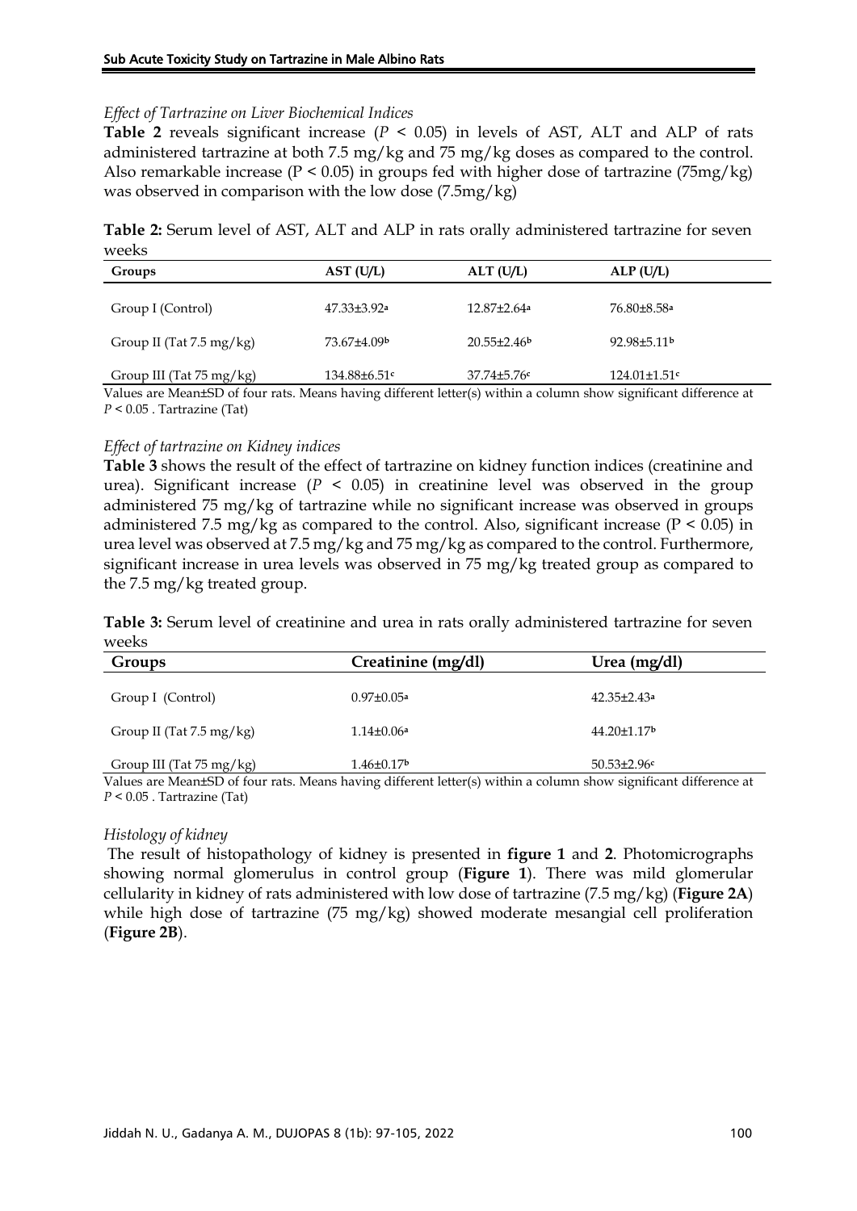*Effect of Tartrazine on Liver Biochemical Indices*

**Table 2** reveals significant increase ($P < 0.05$) in levels of AST, ALT and ALP of rats administered tartrazine at both 7.5 mg/kg and 75 mg/kg doses as compared to the control. Also remarkable increase ($P < 0.05$) in groups fed with higher dose of tartrazine (75mg/kg) was observed in comparison with the low dose (7.5mg/kg)

**Table 2:** Serum level of AST, ALT and ALP in rats orally administered tartrazine for seven weeks

| Groups | AST (U/L) | ALT (U/L) | ALP (U/L) |
|---|---|---|---|
| Group I (Control) | 47.33±3.92[a] | 12.87±2.64[a] | 76.80±8.58[a] |
| Group II (Tat 7.5 mg/kg) | 73.67±4.09[b] | 20.55±2.46[b] | 92.98±5.11[b] |
| Group III (Tat 75 mg/kg) | 134.88±6.51[c] | 37.74±5.76[c] | 124.01±1.51[c] |

Values are Mean±SD of four rats. Means having different letter(s) within a column show significant difference at $P < 0.05$ . Tartrazine (Tat)

*Effect of tartrazine on Kidney indices*

**Table 3** shows the result of the effect of tartrazine on kidney function indices (creatinine and urea). Significant increase ($P < 0.05$) in creatinine level was observed in the group administered 75 mg/kg of tartrazine while no significant increase was observed in groups administered 7.5 mg/kg as compared to the control. Also, significant increase ($P < 0.05$) in urea level was observed at 7.5 mg/kg and 75 mg/kg as compared to the control. Furthermore, significant increase in urea levels was observed in 75 mg/kg treated group as compared to the 7.5 mg/kg treated group.

**Table 3:** Serum level of creatinine and urea in rats orally administered tartrazine for seven weeks

| Groups | Creatinine (mg/dl) | Urea (mg/dl) |
|---|---|---|
| Group I (Control) | 0.97±0.05[a] | 42.35±2.43[a] |
| Group II (Tat 7.5 mg/kg) | 1.14±0.06[a] | 44.20±1.17[b] |
| Group III (Tat 75 mg/kg) | 1.46±0.17[b] | 50.53±2.96[c] |

Values are Mean±SD of four rats. Means having different letter(s) within a column show significant difference at $P < 0.05$ . Tartrazine (Tat)

*Histology of kidney*

The result of histopathology of kidney is presented in **figure 1** and **2**. Photomicrographs showing normal glomerulus in control group (**Figure 1**). There was mild glomerular cellularity in kidney of rats administered with low dose of tartrazine (7.5 mg/kg) (**Figure 2A**) while high dose of tartrazine (75 mg/kg) showed moderate mesangial cell proliferation (**Figure 2B**).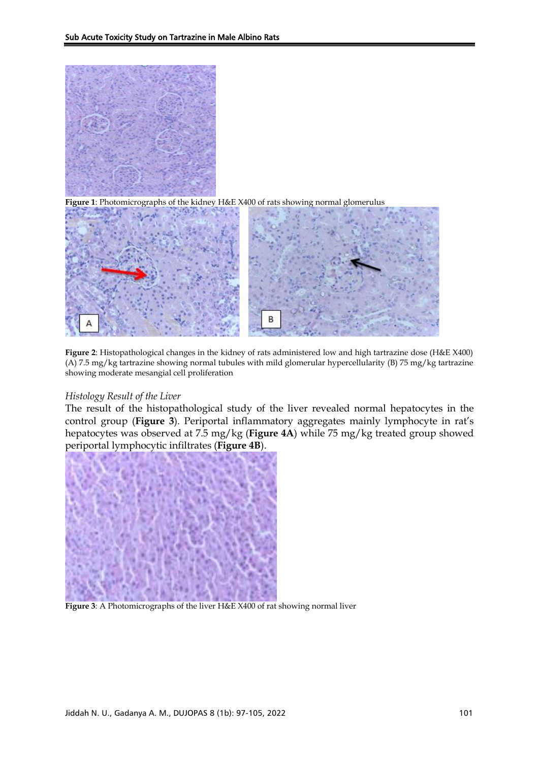**Figure 1**: Photomicrographs of the kidney H&E X400 of rats showing normal glomerulus

**Figure 2**: Histopathological changes in the kidney of rats administered low and high tartrazine dose (H&E X400) (A) 7.5 mg/kg tartrazine showing normal tubules with mild glomerular hypercellularity (B) 75 mg/kg tartrazine showing moderate mesangial cell proliferation

### *Histology Result of the Liver*

The result of the histopathological study of the liver revealed normal hepatocytes in the control group (**Figure 3**). Periportal inflammatory aggregates mainly lymphocyte in rat's hepatocytes was observed at 7.5 mg/kg (**Figure 4A**) while 75 mg/kg treated group showed periportal lymphocytic infiltrates (**Figure 4B**).

**Figure 3**: A Photomicrographs of the liver H&E X400 of rat showing normal liver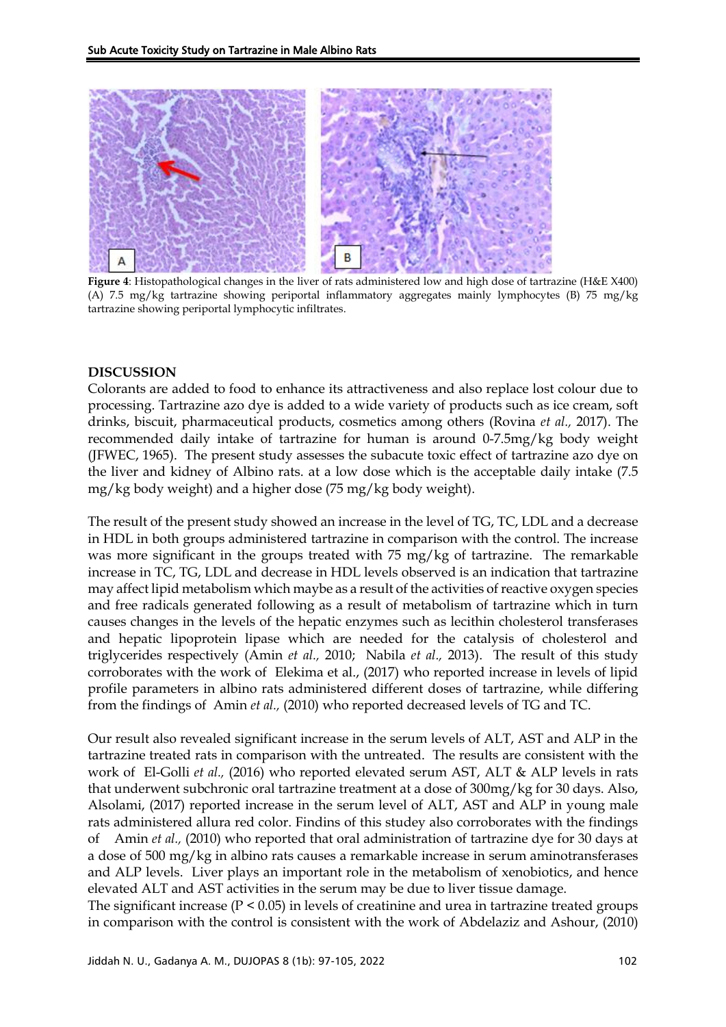**Figure 4**: Histopathological changes in the liver of rats administered low and high dose of tartrazine (H&E X400) (A) 7.5 mg/kg tartrazine showing periportal inflammatory aggregates mainly lymphocytes (B) 75 mg/kg tartrazine showing periportal lymphocytic infiltrates.

## DISCUSSION

Colorants are added to food to enhance its attractiveness and also replace lost colour due to processing. Tartrazine azo dye is added to a wide variety of products such as ice cream, soft drinks, biscuit, pharmaceutical products, cosmetics among others (Rovina *et al.,* 2017). The recommended daily intake of tartrazine for human is around 0-7.5mg/kg body weight (JFWEC, 1965). The present study assesses the subacute toxic effect of tartrazine azo dye on the liver and kidney of Albino rats. at a low dose which is the acceptable daily intake (7.5 mg/kg body weight) and a higher dose (75 mg/kg body weight).

The result of the present study showed an increase in the level of TG, TC, LDL and a decrease in HDL in both groups administered tartrazine in comparison with the control. The increase was more significant in the groups treated with 75 mg/kg of tartrazine. The remarkable increase in TC, TG, LDL and decrease in HDL levels observed is an indication that tartrazine may affect lipid metabolism which maybe as a result of the activities of reactive oxygen species and free radicals generated following as a result of metabolism of tartrazine which in turn causes changes in the levels of the hepatic enzymes such as lecithin cholesterol transferases and hepatic lipoprotein lipase which are needed for the catalysis of cholesterol and triglycerides respectively (Amin *et al.,* 2010; Nabila *et al.,* 2013). The result of this study corroborates with the work of Elekima et al., (2017) who reported increase in levels of lipid profile parameters in albino rats administered different doses of tartrazine, while differing from the findings of Amin *et al.,* (2010) who reported decreased levels of TG and TC.

Our result also revealed significant increase in the serum levels of ALT, AST and ALP in the tartrazine treated rats in comparison with the untreated. The results are consistent with the work of El-Golli *et al.,* (2016) who reported elevated serum AST, ALT & ALP levels in rats that underwent subchronic oral tartrazine treatment at a dose of 300mg/kg for 30 days. Also, Alsolami, (2017) reported increase in the serum level of ALT, AST and ALP in young male rats administered allura red color. Findins of this studey also corroborates with the findings of Amin *et al.,* (2010) who reported that oral administration of tartrazine dye for 30 days at a dose of 500 mg/kg in albino rats causes a remarkable increase in serum aminotransferases and ALP levels. Liver plays an important role in the metabolism of xenobiotics, and hence elevated ALT and AST activities in the serum may be due to liver tissue damage.

The significant increase ($P < 0.05$) in levels of creatinine and urea in tartrazine treated groups in comparison with the control is consistent with the work of Abdelaziz and Ashour, (2010)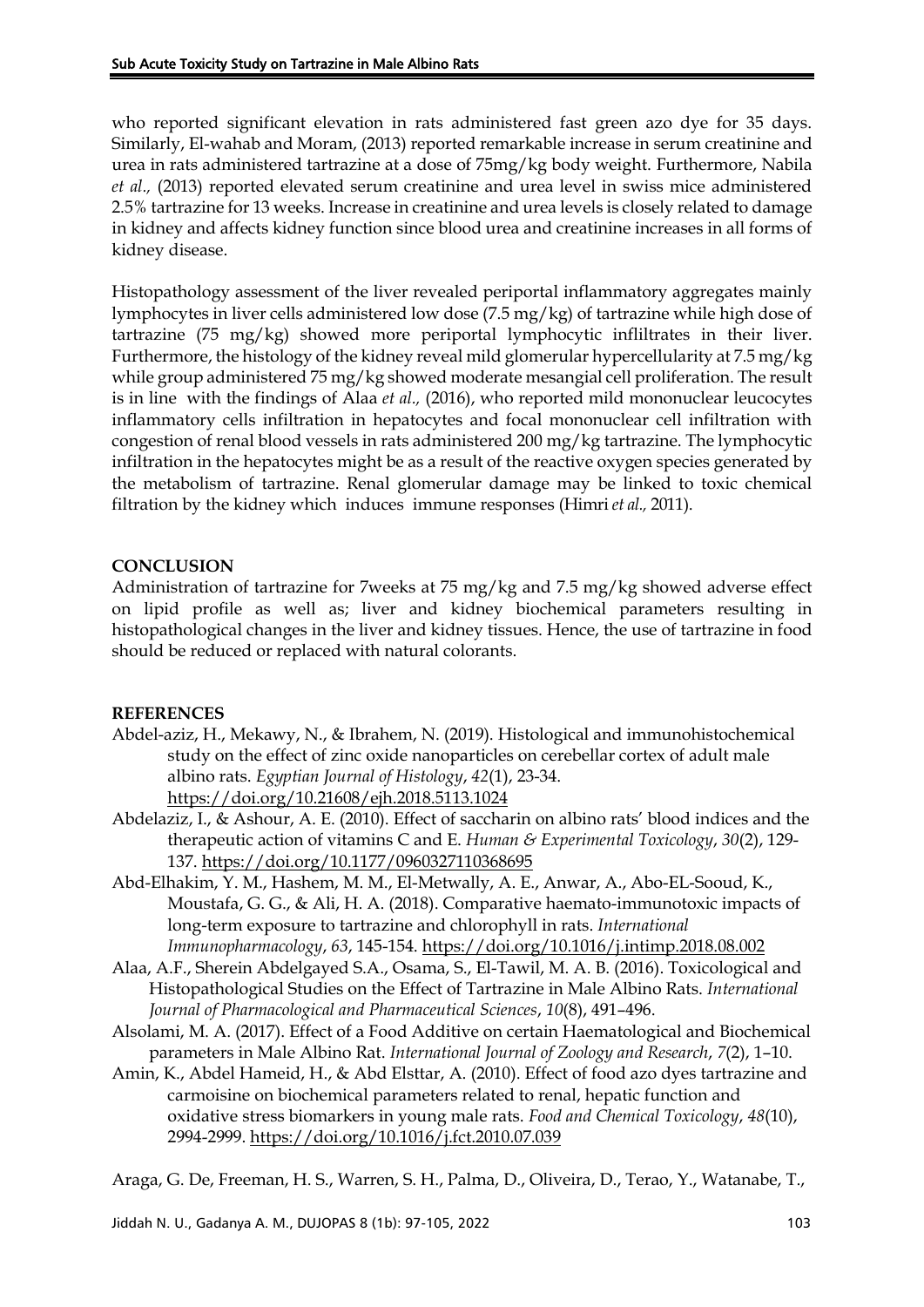who reported significant elevation in rats administered fast green azo dye for 35 days. Similarly, El-wahab and Moram, (2013) reported remarkable increase in serum creatinine and urea in rats administered tartrazine at a dose of 75mg/kg body weight. Furthermore, Nabila *et al.,* (2013) reported elevated serum creatinine and urea level in swiss mice administered 2.5% tartrazine for 13 weeks. Increase in creatinine and urea levels is closely related to damage in kidney and affects kidney function since blood urea and creatinine increases in all forms of kidney disease.

Histopathology assessment of the liver revealed periportal inflammatory aggregates mainly lymphocytes in liver cells administered low dose (7.5 mg/kg) of tartrazine while high dose of tartrazine (75 mg/kg) showed more periportal lymphocytic inflitrates in their liver. Furthermore, the histology of the kidney reveal mild glomerular hypercellularity at 7.5 mg/kg while group administered 75 mg/kg showed moderate mesangial cell proliferation. The result is in line with the findings of Alaa *et al.,* (2016), who reported mild mononuclear leucocytes inflammatory cells infiltration in hepatocytes and focal mononuclear cell infiltration with congestion of renal blood vessels in rats administered 200 mg/kg tartrazine. The lymphocytic infiltration in the hepatocytes might be as a result of the reactive oxygen species generated by the metabolism of tartrazine. Renal glomerular damage may be linked to toxic chemical filtration by the kidney which induces immune responses (Himri *et al.,* 2011).

## CONCLUSION

Administration of tartrazine for 7weeks at 75 mg/kg and 7.5 mg/kg showed adverse effect on lipid profile as well as; liver and kidney biochemical parameters resulting in histopathological changes in the liver and kidney tissues. Hence, the use of tartrazine in food should be reduced or replaced with natural colorants.

## REFERENCES

Abdel-aziz, H., Mekawy, N., & Ibrahem, N. (2019). Histological and immunohistochemical study on the effect of zinc oxide nanoparticles on cerebellar cortex of adult male albino rats. *Egyptian Journal of Histology*, *42*(1), 23-34. https://doi.org/10.21608/ejh.2018.5113.1024

Abdelaziz, I., & Ashour, A. E. (2010). Effect of saccharin on albino rats' blood indices and the therapeutic action of vitamins C and E. *Human & Experimental Toxicology*, *30*(2), 129-137. https://doi.org/10.1177/0960327110368695

Abd-Elhakim, Y. M., Hashem, M. M., El-Metwally, A. E., Anwar, A., Abo-EL-Sooud, K., Moustafa, G. G., & Ali, H. A. (2018). Comparative haemato-immunotoxic impacts of long-term exposure to tartrazine and chlorophyll in rats. *International Immunopharmacology*, *63*, 145-154. https://doi.org/10.1016/j.intimp.2018.08.002

Alaa, A.F., Sherein Abdelgayed S.A., Osama, S., El-Tawil, M. A. B. (2016). Toxicological and Histopathological Studies on the Effect of Tartrazine in Male Albino Rats. *International Journal of Pharmacological and Pharmaceutical Sciences*, *10*(8), 491–496.

Alsolami, M. A. (2017). Effect of a Food Additive on certain Haematological and Biochemical parameters in Male Albino Rat. *International Journal of Zoology and Research*, *7*(2), 1–10.

Amin, K., Abdel Hameid, H., & Abd Elsttar, A. (2010). Effect of food azo dyes tartrazine and carmoisine on biochemical parameters related to renal, hepatic function and oxidative stress biomarkers in young male rats. *Food and Chemical Toxicology*, *48*(10), 2994-2999. https://doi.org/10.1016/j.fct.2010.07.039

Araga, G. De, Freeman, H. S., Warren, S. H., Palma, D., Oliveira, D., Terao, Y., Watanabe, T.,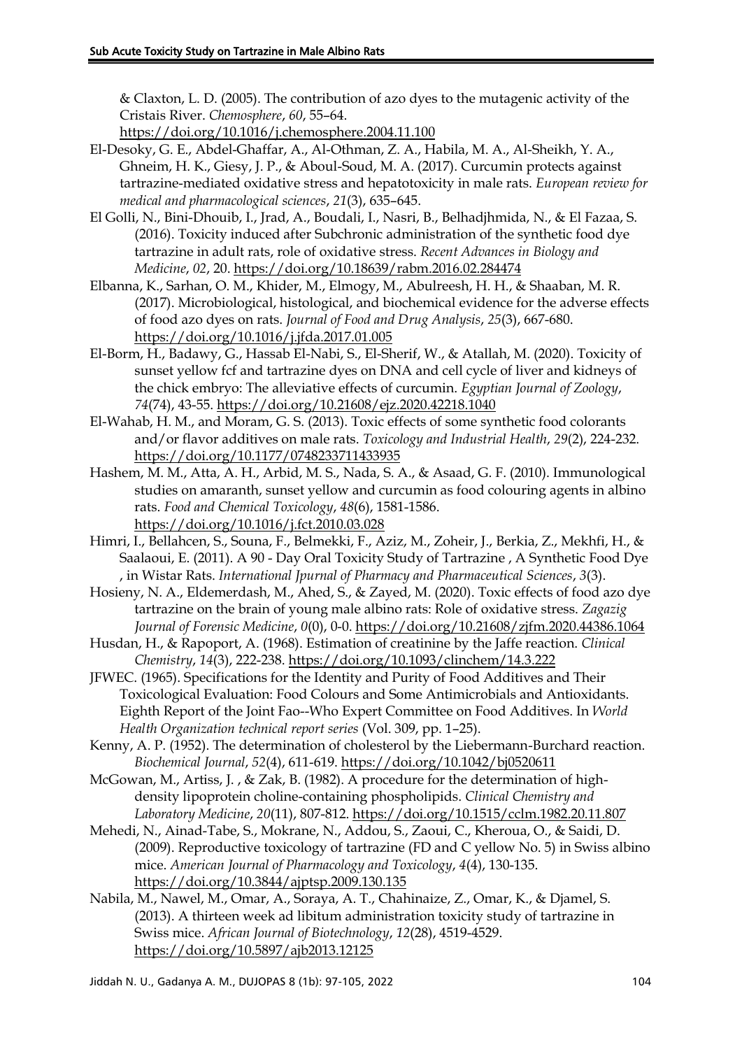& Claxton, L. D. (2005). The contribution of azo dyes to the mutagenic activity of the Cristais River. *Chemosphere*, *60*, 55–64. https://doi.org/10.1016/j.chemosphere.2004.11.100

El-Desoky, G. E., Abdel-Ghaffar, A., Al-Othman, Z. A., Habila, M. A., Al-Sheikh, Y. A., Ghneim, H. K., Giesy, J. P., & Aboul-Soud, M. A. (2017). Curcumin protects against tartrazine-mediated oxidative stress and hepatotoxicity in male rats. *European review for medical and pharmacological sciences*, *21*(3), 635–645.

El Golli, N., Bini-Dhouib, I., Jrad, A., Boudali, I., Nasri, B., Belhadjhmida, N., & El Fazaa, S. (2016). Toxicity induced after Subchronic administration of the synthetic food dye tartrazine in adult rats, role of oxidative stress. *Recent Advances in Biology and Medicine*, *02*, 20. https://doi.org/10.18639/rabm.2016.02.284474

Elbanna, K., Sarhan, O. M., Khider, M., Elmogy, M., Abulreesh, H. H., & Shaaban, M. R. (2017). Microbiological, histological, and biochemical evidence for the adverse effects of food azo dyes on rats. *Journal of Food and Drug Analysis*, *25*(3), 667-680. https://doi.org/10.1016/j.jfda.2017.01.005

El-Borm, H., Badawy, G., Hassab El-Nabi, S., El-Sherif, W., & Atallah, M. (2020). Toxicity of sunset yellow fcf and tartrazine dyes on DNA and cell cycle of liver and kidneys of the chick embryo: The alleviative effects of curcumin. *Egyptian Journal of Zoology*, *74*(74), 43-55. https://doi.org/10.21608/ejz.2020.42218.1040

El-Wahab, H. M., and Moram, G. S. (2013). Toxic effects of some synthetic food colorants and/or flavor additives on male rats. *Toxicology and Industrial Health*, *29*(2), 224-232. https://doi.org/10.1177/0748233711433935

Hashem, M. M., Atta, A. H., Arbid, M. S., Nada, S. A., & Asaad, G. F. (2010). Immunological studies on amaranth, sunset yellow and curcumin as food colouring agents in albino rats. *Food and Chemical Toxicology*, *48*(6), 1581-1586. https://doi.org/10.1016/j.fct.2010.03.028

Himri, I., Bellahcen, S., Souna, F., Belmekki, F., Aziz, M., Zoheir, J., Berkia, Z., Mekhfi, H., & Saalaoui, E. (2011). A 90 - Day Oral Toxicity Study of Tartrazine , A Synthetic Food Dye , in Wistar Rats. *International Jpurnal of Pharmacy and Pharmaceutical Sciences*, *3*(3).

Hosieny, N. A., Eldemerdash, M., Ahed, S., & Zayed, M. (2020). Toxic effects of food azo dye tartrazine on the brain of young male albino rats: Role of oxidative stress. *Zagazig Journal of Forensic Medicine*, *0*(0), 0-0. https://doi.org/10.21608/zjfm.2020.44386.1064

Husdan, H., & Rapoport, A. (1968). Estimation of creatinine by the Jaffe reaction. *Clinical Chemistry*, *14*(3), 222-238. https://doi.org/10.1093/clinchem/14.3.222

JFWEC. (1965). Specifications for the Identity and Purity of Food Additives and Their Toxicological Evaluation: Food Colours and Some Antimicrobials and Antioxidants. Eighth Report of the Joint Fao--Who Expert Committee on Food Additives. In *World Health Organization technical report series* (Vol. 309, pp. 1–25).

Kenny, A. P. (1952). The determination of cholesterol by the Liebermann-Burchard reaction. *Biochemical Journal*, *52*(4), 611-619. https://doi.org/10.1042/bj0520611

McGowan, M., Artiss, J. , & Zak, B. (1982). A procedure for the determination of high-density lipoprotein choline-containing phospholipids. *Clinical Chemistry and Laboratory Medicine*, *20*(11), 807-812. https://doi.org/10.1515/cclm.1982.20.11.807

Mehedi, N., Ainad-Tabe, S., Mokrane, N., Addou, S., Zaoui, C., Kheroua, O., & Saidi, D. (2009). Reproductive toxicology of tartrazine (FD and C yellow No. 5) in Swiss albino mice. *American Journal of Pharmacology and Toxicology*, *4*(4), 130-135. https://doi.org/10.3844/ajptsp.2009.130.135

Nabila, M., Nawel, M., Omar, A., Soraya, A. T., Chahinaize, Z., Omar, K., & Djamel, S. (2013). A thirteen week ad libitum administration toxicity study of tartrazine in Swiss mice. *African Journal of Biotechnology*, *12*(28), 4519-4529. https://doi.org/10.5897/ajb2013.12125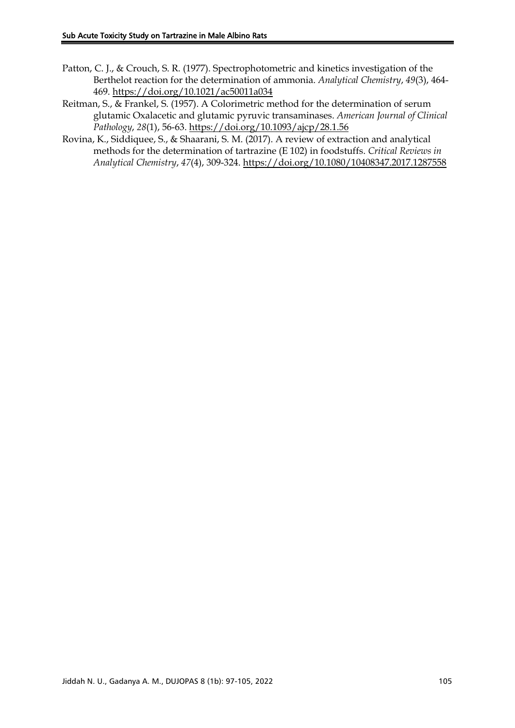Patton, C. J., & Crouch, S. R. (1977). Spectrophotometric and kinetics investigation of the Berthelot reaction for the determination of ammonia. *Analytical Chemistry*, *49*(3), 464-469. https://doi.org/10.1021/ac50011a034

Reitman, S., & Frankel, S. (1957). A Colorimetric method for the determination of serum glutamic Oxalacetic and glutamic pyruvic transaminases. *American Journal of Clinical Pathology*, *28*(1), 56-63. https://doi.org/10.1093/ajcp/28.1.56

Rovina, K., Siddiquee, S., & Shaarani, S. M. (2017). A review of extraction and analytical methods for the determination of tartrazine (E 102) in foodstuffs. *Critical Reviews in Analytical Chemistry*, *47*(4), 309-324. https://doi.org/10.1080/10408347.2017.1287558